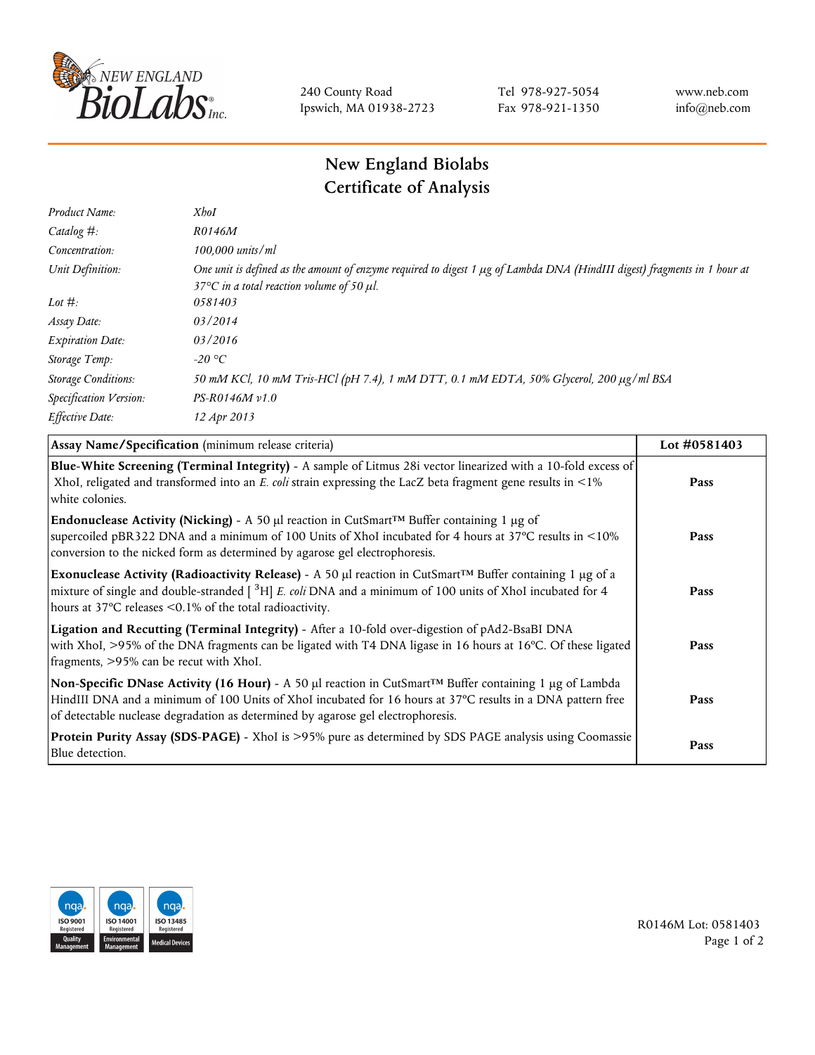240 County Road
Ipswich, MA 01938-2723

Tel 978-927-5054
Fax 978-921-1350

www.neb.com
info@neb.com

# New England Biolabs
# Certificate of Analysis

| | |
|---|---|
| *Product Name:* | *XhoI* |
| *Catalog #:* | *R0146M* |
| *Concentration:* | *100,000 units/ml* |
| *Unit Definition:* | *One unit is defined as the amount of enzyme required to digest 1 µg of Lambda DNA (HindIII digest) fragments in 1 hour at 37°C in a total reaction volume of 50 µl.* |
| *Lot #:* | *0581403* |
| *Assay Date:* | *03/2014* |
| *Expiration Date:* | *03/2016* |
| *Storage Temp:* | *-20 °C* |
| *Storage Conditions:* | *50 mM KCl, 10 mM Tris-HCl (pH 7.4), 1 mM DTT, 0.1 mM EDTA, 50% Glycerol, 200 µg/ml BSA* |
| *Specification Version:* | *PS-R0146M v1.0* |
| *Effective Date:* | *12 Apr 2013* |

| **Assay Name/Specification** (minimum release criteria) | **Lot #0581403** |
|---|---|
| **Blue-White Screening (Terminal Integrity)** - A sample of Litmus 28i vector linearized with a 10-fold excess of XhoI, religated and transformed into an *E. coli* strain expressing the LacZ beta fragment gene results in <1% white colonies. | **Pass** |
| **Endonuclease Activity (Nicking)** - A 50 µl reaction in CutSmart™ Buffer containing 1 µg of supercoiled pBR322 DNA and a minimum of 100 Units of XhoI incubated for 4 hours at 37°C results in <10% conversion to the nicked form as determined by agarose gel electrophoresis. | **Pass** |
| **Exonuclease Activity (Radioactivity Release)** - A 50 µl reaction in CutSmart™ Buffer containing 1 µg of a mixture of single and double-stranded [ $^{3}$H] *E. coli* DNA and a minimum of 100 units of XhoI incubated for 4 hours at 37°C releases <0.1% of the total radioactivity. | **Pass** |
| **Ligation and Recutting (Terminal Integrity)** - After a 10-fold over-digestion of pAd2-BsaBI DNA with XhoI, >95% of the DNA fragments can be ligated with T4 DNA ligase in 16 hours at 16°C. Of these ligated fragments, >95% can be recut with XhoI. | **Pass** |
| **Non-Specific DNase Activity (16 Hour)** - A 50 µl reaction in CutSmart™ Buffer containing 1 µg of Lambda HindIII DNA and a minimum of 100 Units of XhoI incubated for 16 hours at 37°C results in a DNA pattern free of detectable nuclease degradation as determined by agarose gel electrophoresis. | **Pass** |
| **Protein Purity Assay (SDS-PAGE)** - XhoI is >95% pure as determined by SDS PAGE analysis using Coomassie Blue detection. | **Pass** |

R0146M Lot: 0581403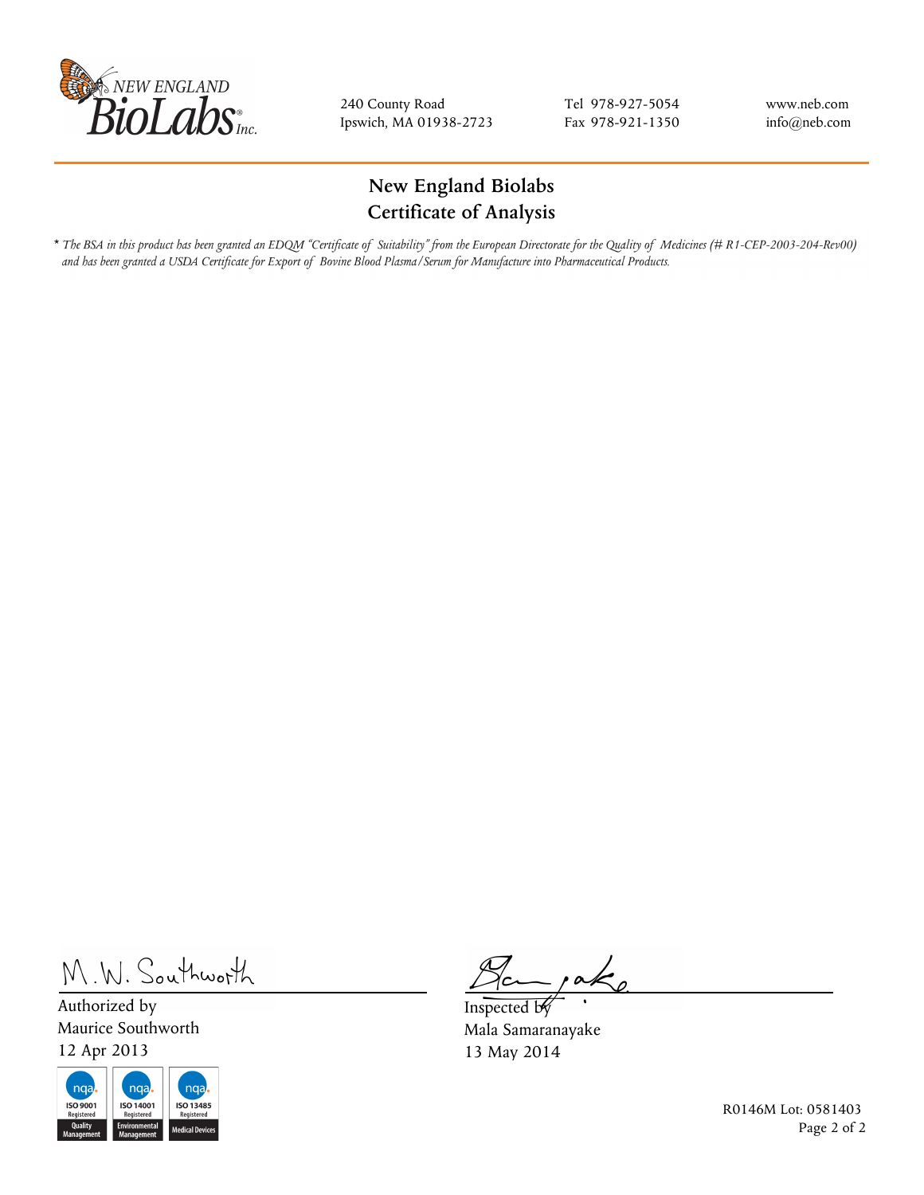240 County Road
Ipswich, MA 01938-2723

Tel 978-927-5054
Fax 978-921-1350

www.neb.com
info@neb.com

## New England Biolabs
## Certificate of Analysis

* *The BSA in this product has been granted an EDQM "Certificate of Suitability" from the European Directorate for the Quality of Medicines (# R1-CEP-2003-204-Rev00) and has been granted a USDA Certificate for Export of Bovine Blood Plasma/Serum for Manufacture into Pharmaceutical Products.*

Authorized by
Maurice Southworth
12 Apr 2013

Inspected by
Mala Samaranayake
13 May 2014

ISO 9001 Registered Quality Management
ISO 14001 Registered Environmental Management
ISO 13485 Registered Medical Devices

R0146M Lot: 0581403